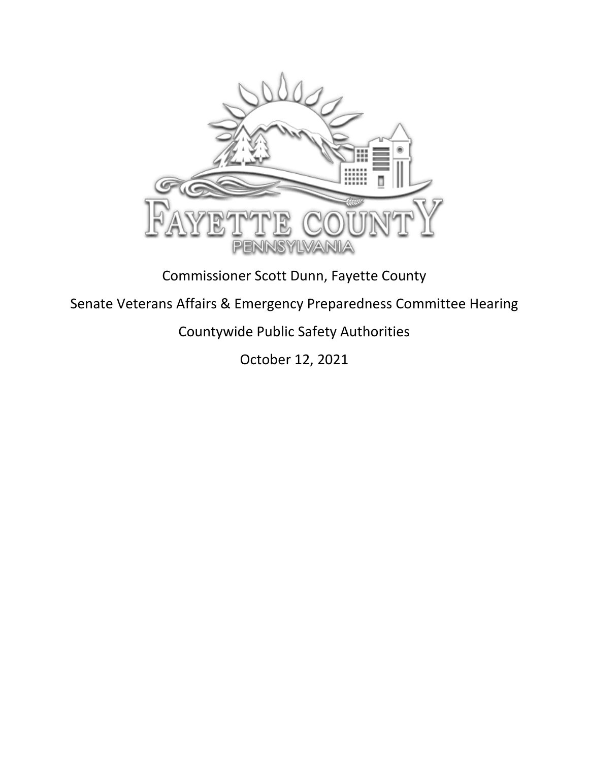Commissioner Scott Dunn, Fayette County

Senate Veterans Affairs & Emergency Preparedness Committee Hearing

Countywide Public Safety Authorities

October 12, 2021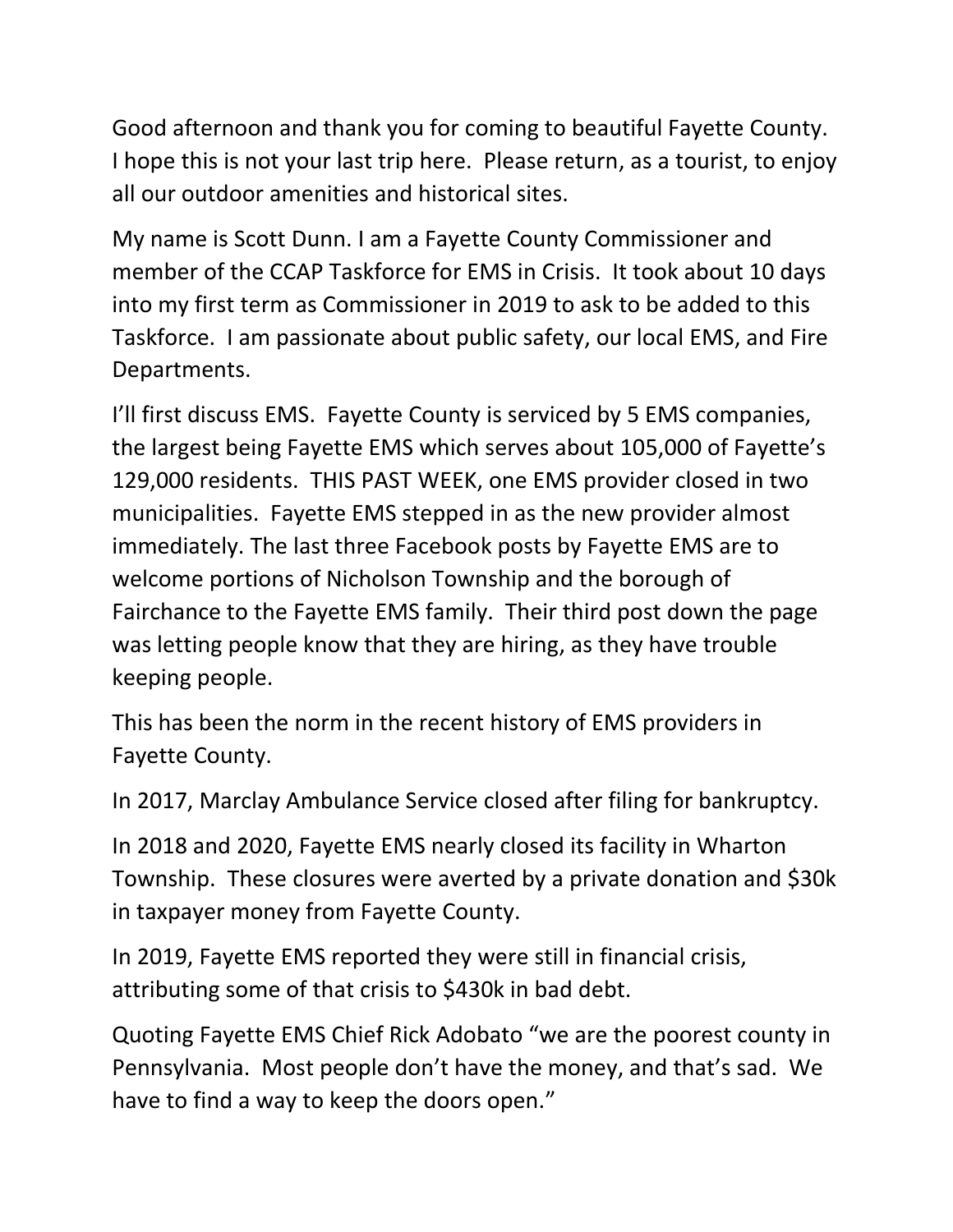Good afternoon and thank you for coming to beautiful Fayette County. I hope this is not your last trip here. Please return, as a tourist, to enjoy all our outdoor amenities and historical sites.

My name is Scott Dunn. I am a Fayette County Commissioner and member of the CCAP Taskforce for EMS in Crisis. It took about 10 days into my first term as Commissioner in 2019 to ask to be added to this Taskforce. I am passionate about public safety, our local EMS, and Fire Departments.

I'll first discuss EMS. Fayette County is serviced by 5 EMS companies, the largest being Fayette EMS which serves about 105,000 of Fayette's 129,000 residents. THIS PAST WEEK, one EMS provider closed in two municipalities. Fayette EMS stepped in as the new provider almost immediately. The last three Facebook posts by Fayette EMS are to welcome portions of Nicholson Township and the borough of Fairchance to the Fayette EMS family. Their third post down the page was letting people know that they are hiring, as they have trouble keeping people.

This has been the norm in the recent history of EMS providers in Fayette County.

In 2017, Marclay Ambulance Service closed after filing for bankruptcy.

In 2018 and 2020, Fayette EMS nearly closed its facility in Wharton Township. These closures were averted by a private donation and $30k in taxpayer money from Fayette County.

In 2019, Fayette EMS reported they were still in financial crisis, attributing some of that crisis to $430k in bad debt.

Quoting Fayette EMS Chief Rick Adobato "we are the poorest county in Pennsylvania. Most people don't have the money, and that's sad. We have to find a way to keep the doors open."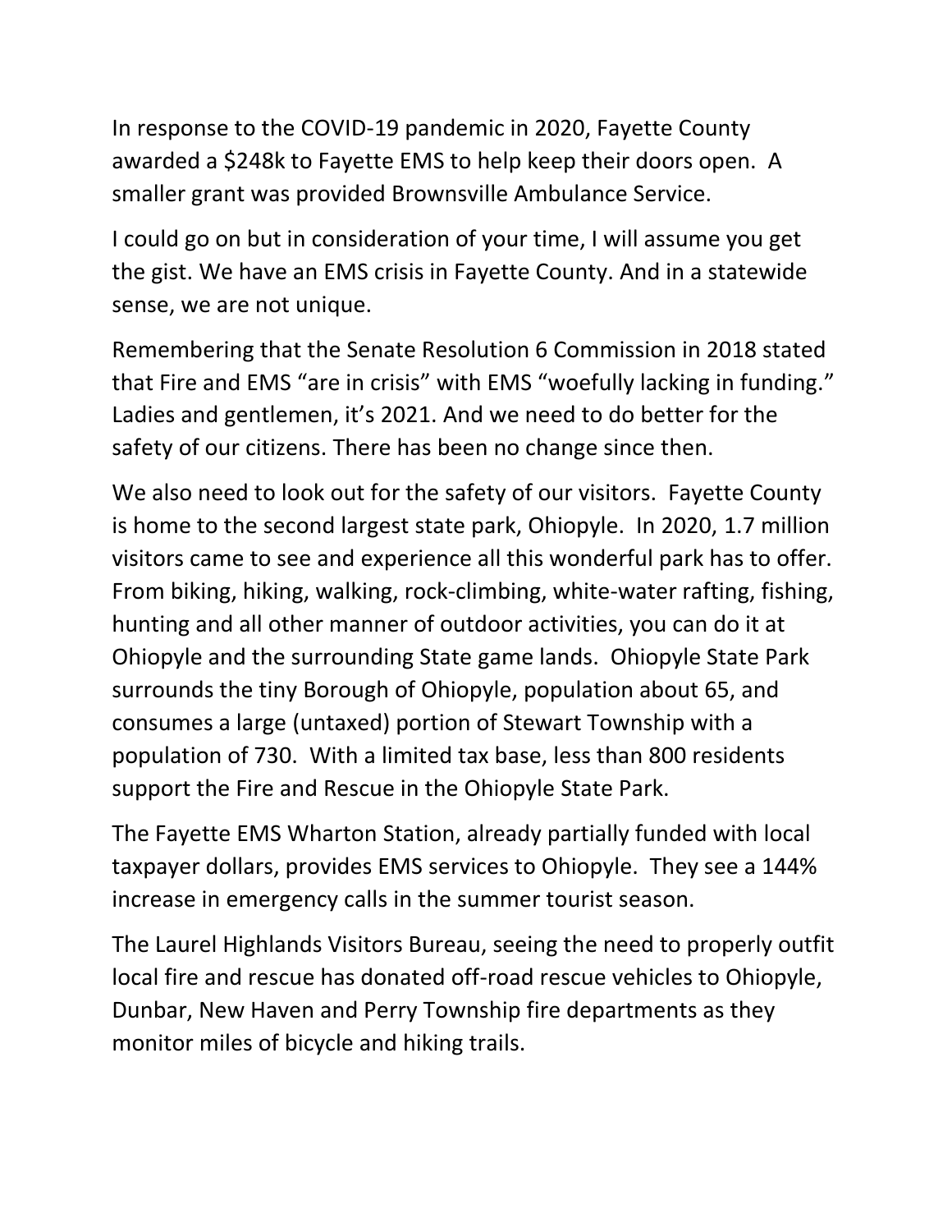In response to the COVID-19 pandemic in 2020, Fayette County awarded a $248k to Fayette EMS to help keep their doors open. A smaller grant was provided Brownsville Ambulance Service.

I could go on but in consideration of your time, I will assume you get the gist. We have an EMS crisis in Fayette County. And in a statewide sense, we are not unique.

Remembering that the Senate Resolution 6 Commission in 2018 stated that Fire and EMS “are in crisis” with EMS “woefully lacking in funding.” Ladies and gentlemen, it’s 2021. And we need to do better for the safety of our citizens. There has been no change since then.

We also need to look out for the safety of our visitors. Fayette County is home to the second largest state park, Ohiopyle. In 2020, 1.7 million visitors came to see and experience all this wonderful park has to offer. From biking, hiking, walking, rock-climbing, white-water rafting, fishing, hunting and all other manner of outdoor activities, you can do it at Ohiopyle and the surrounding State game lands. Ohiopyle State Park surrounds the tiny Borough of Ohiopyle, population about 65, and consumes a large (untaxed) portion of Stewart Township with a population of 730. With a limited tax base, less than 800 residents support the Fire and Rescue in the Ohiopyle State Park.

The Fayette EMS Wharton Station, already partially funded with local taxpayer dollars, provides EMS services to Ohiopyle. They see a 144% increase in emergency calls in the summer tourist season.

The Laurel Highlands Visitors Bureau, seeing the need to properly outfit local fire and rescue has donated off-road rescue vehicles to Ohiopyle, Dunbar, New Haven and Perry Township fire departments as they monitor miles of bicycle and hiking trails.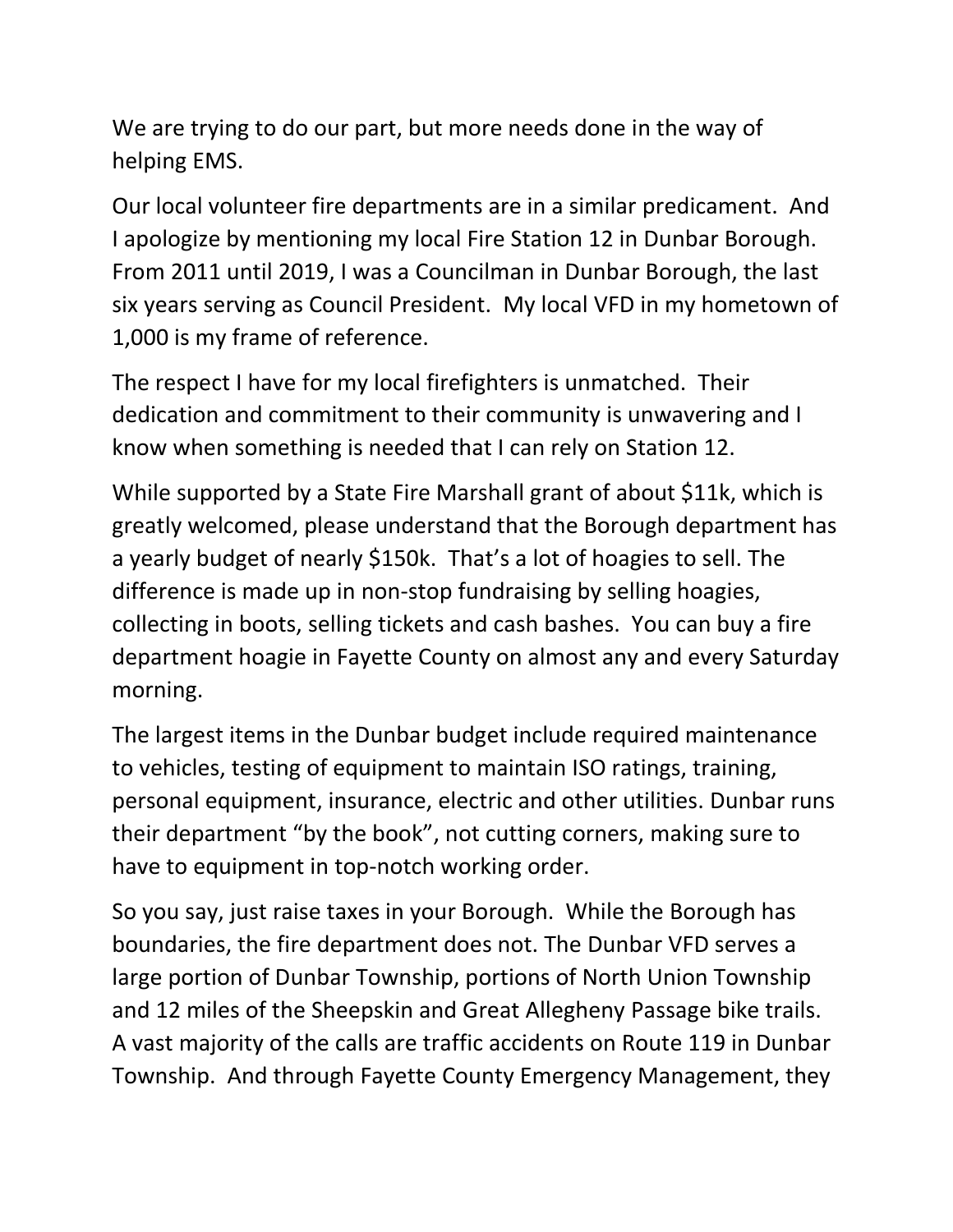We are trying to do our part, but more needs done in the way of helping EMS.

Our local volunteer fire departments are in a similar predicament. And I apologize by mentioning my local Fire Station 12 in Dunbar Borough. From 2011 until 2019, I was a Councilman in Dunbar Borough, the last six years serving as Council President. My local VFD in my hometown of 1,000 is my frame of reference.

The respect I have for my local firefighters is unmatched. Their dedication and commitment to their community is unwavering and I know when something is needed that I can rely on Station 12.

While supported by a State Fire Marshall grant of about $11k, which is greatly welcomed, please understand that the Borough department has a yearly budget of nearly $150k. That's a lot of hoagies to sell. The difference is made up in non-stop fundraising by selling hoagies, collecting in boots, selling tickets and cash bashes. You can buy a fire department hoagie in Fayette County on almost any and every Saturday morning.

The largest items in the Dunbar budget include required maintenance to vehicles, testing of equipment to maintain ISO ratings, training, personal equipment, insurance, electric and other utilities. Dunbar runs their department "by the book", not cutting corners, making sure to have to equipment in top-notch working order.

So you say, just raise taxes in your Borough. While the Borough has boundaries, the fire department does not. The Dunbar VFD serves a large portion of Dunbar Township, portions of North Union Township and 12 miles of the Sheepskin and Great Allegheny Passage bike trails. A vast majority of the calls are traffic accidents on Route 119 in Dunbar Township. And through Fayette County Emergency Management, they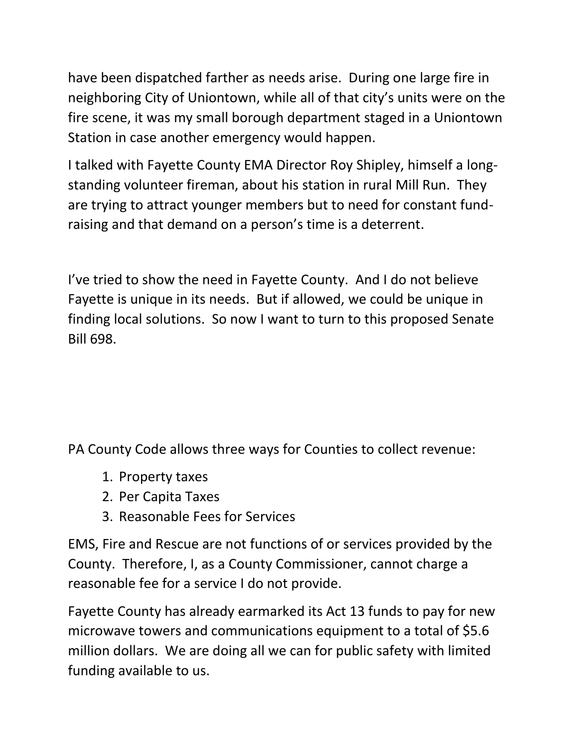have been dispatched farther as needs arise. During one large fire in neighboring City of Uniontown, while all of that city's units were on the fire scene, it was my small borough department staged in a Uniontown Station in case another emergency would happen.

I talked with Fayette County EMA Director Roy Shipley, himself a long-standing volunteer fireman, about his station in rural Mill Run. They are trying to attract younger members but to need for constant fund-raising and that demand on a person's time is a deterrent.

I've tried to show the need in Fayette County. And I do not believe Fayette is unique in its needs. But if allowed, we could be unique in finding local solutions. So now I want to turn to this proposed Senate Bill 698.

PA County Code allows three ways for Counties to collect revenue:

1. Property taxes
2. Per Capita Taxes
3. Reasonable Fees for Services

EMS, Fire and Rescue are not functions of or services provided by the County. Therefore, I, as a County Commissioner, cannot charge a reasonable fee for a service I do not provide.

Fayette County has already earmarked its Act 13 funds to pay for new microwave towers and communications equipment to a total of $5.6 million dollars. We are doing all we can for public safety with limited funding available to us.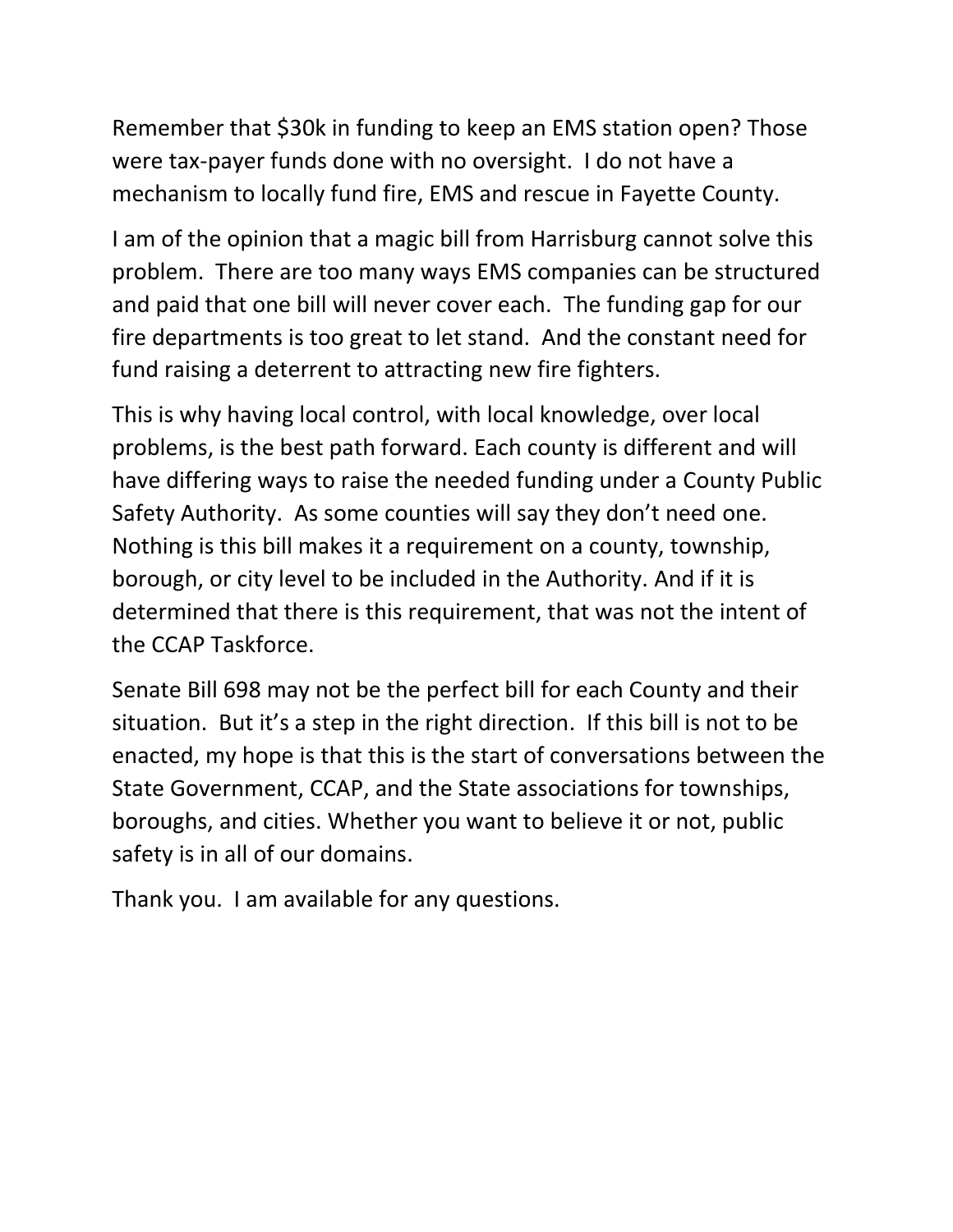Remember that $30k in funding to keep an EMS station open? Those were tax-payer funds done with no oversight. I do not have a mechanism to locally fund fire, EMS and rescue in Fayette County.

I am of the opinion that a magic bill from Harrisburg cannot solve this problem. There are too many ways EMS companies can be structured and paid that one bill will never cover each. The funding gap for our fire departments is too great to let stand. And the constant need for fund raising a deterrent to attracting new fire fighters.

This is why having local control, with local knowledge, over local problems, is the best path forward. Each county is different and will have differing ways to raise the needed funding under a County Public Safety Authority. As some counties will say they don't need one. Nothing is this bill makes it a requirement on a county, township, borough, or city level to be included in the Authority. And if it is determined that there is this requirement, that was not the intent of the CCAP Taskforce.

Senate Bill 698 may not be the perfect bill for each County and their situation. But it's a step in the right direction. If this bill is not to be enacted, my hope is that this is the start of conversations between the State Government, CCAP, and the State associations for townships, boroughs, and cities. Whether you want to believe it or not, public safety is in all of our domains.

Thank you. I am available for any questions.